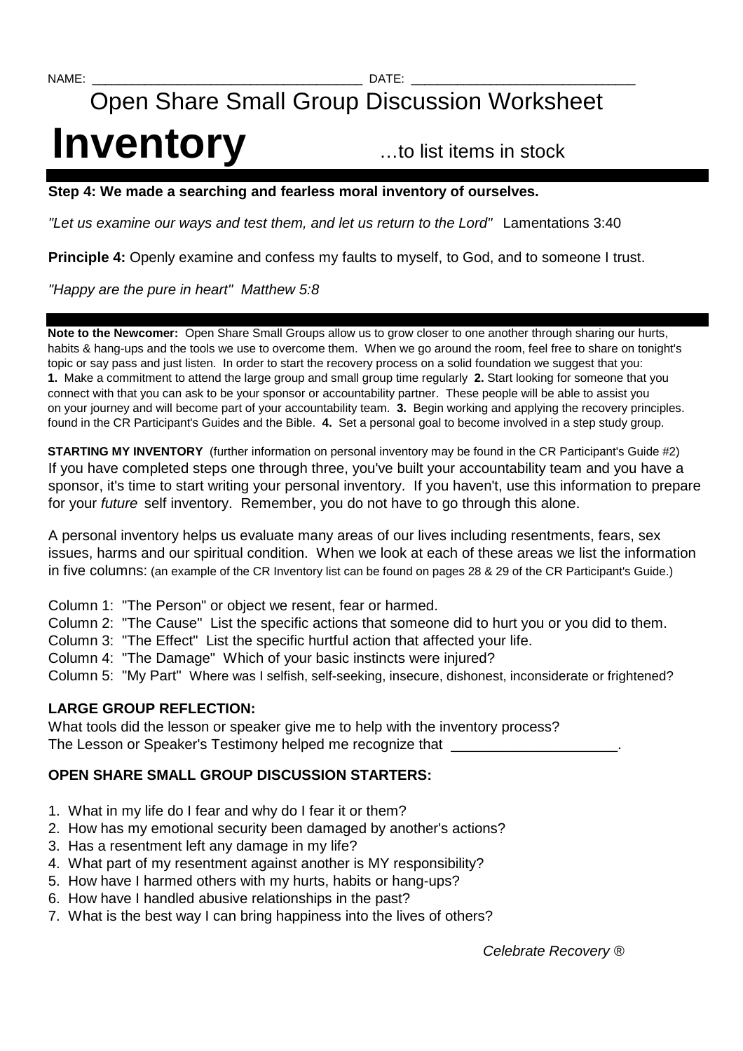NAME: ____________________________________ DATE: ______________________________

## Open Share Small Group Discussion Worksheet

# Inventory …to list items in stock

**Step 4: We made a searching and fearless moral inventory of ourselves.**

*"Let us examine our ways and test them, and let us return to the Lord"* Lamentations 3:40

**Principle 4:** Openly examine and confess my faults to myself, to God, and to someone I trust.

*"Happy are the pure in heart" Matthew 5:8*

**Note to the Newcomer:** Open Share Small Groups allow us to grow closer to one another through sharing our hurts, habits & hang-ups and the tools we use to overcome them. When we go around the room, feel free to share on tonight's topic or say pass and just listen. In order to start the recovery process on a solid foundation we suggest that you: **1.** Make a commitment to attend the large group and small group time regularly **2.** Start looking for someone that you connect with that you can ask to be your sponsor or accountability partner. These people will be able to assist you on your journey and will become part of your accountability team. **3.** Begin working and applying the recovery principles. found in the CR Participant's Guides and the Bible. **4.** Set a personal goal to become involved in a step study group.

**STARTING MY INVENTORY** (further information on personal inventory may be found in the CR Participant's Guide #2)
If you have completed steps one through three, you've built your accountability team and you have a sponsor, it's time to start writing your personal inventory. If you haven't, use this information to prepare for your *future* self inventory. Remember, you do not have to go through this alone.

A personal inventory helps us evaluate many areas of our lives including resentments, fears, sex issues, harms and our spiritual condition. When we look at each of these areas we list the information in five columns: (an example of the CR Inventory list can be found on pages 28 & 29 of the CR Participant's Guide.)

Column 1: "The Person" or object we resent, fear or harmed.
Column 2: "The Cause" List the specific actions that someone did to hurt you or you did to them.
Column 3: "The Effect" List the specific hurtful action that affected your life.
Column 4: "The Damage" Which of your basic instincts were injured?
Column 5: "My Part" Where was I selfish, self-seeking, insecure, dishonest, inconsiderate or frightened?

### LARGE GROUP REFLECTION:

What tools did the lesson or speaker give me to help with the inventory process?
The Lesson or Speaker's Testimony helped me recognize that ____________________.

### OPEN SHARE SMALL GROUP DISCUSSION STARTERS:

1. What in my life do I fear and why do I fear it or them?
2. How has my emotional security been damaged by another's actions?
3. Has a resentment left any damage in my life?
4. What part of my resentment against another is MY responsibility?
5. How have I harmed others with my hurts, habits or hang-ups?
6. How have I handled abusive relationships in the past?
7. What is the best way I can bring happiness into the lives of others?

*Celebrate Recovery ®*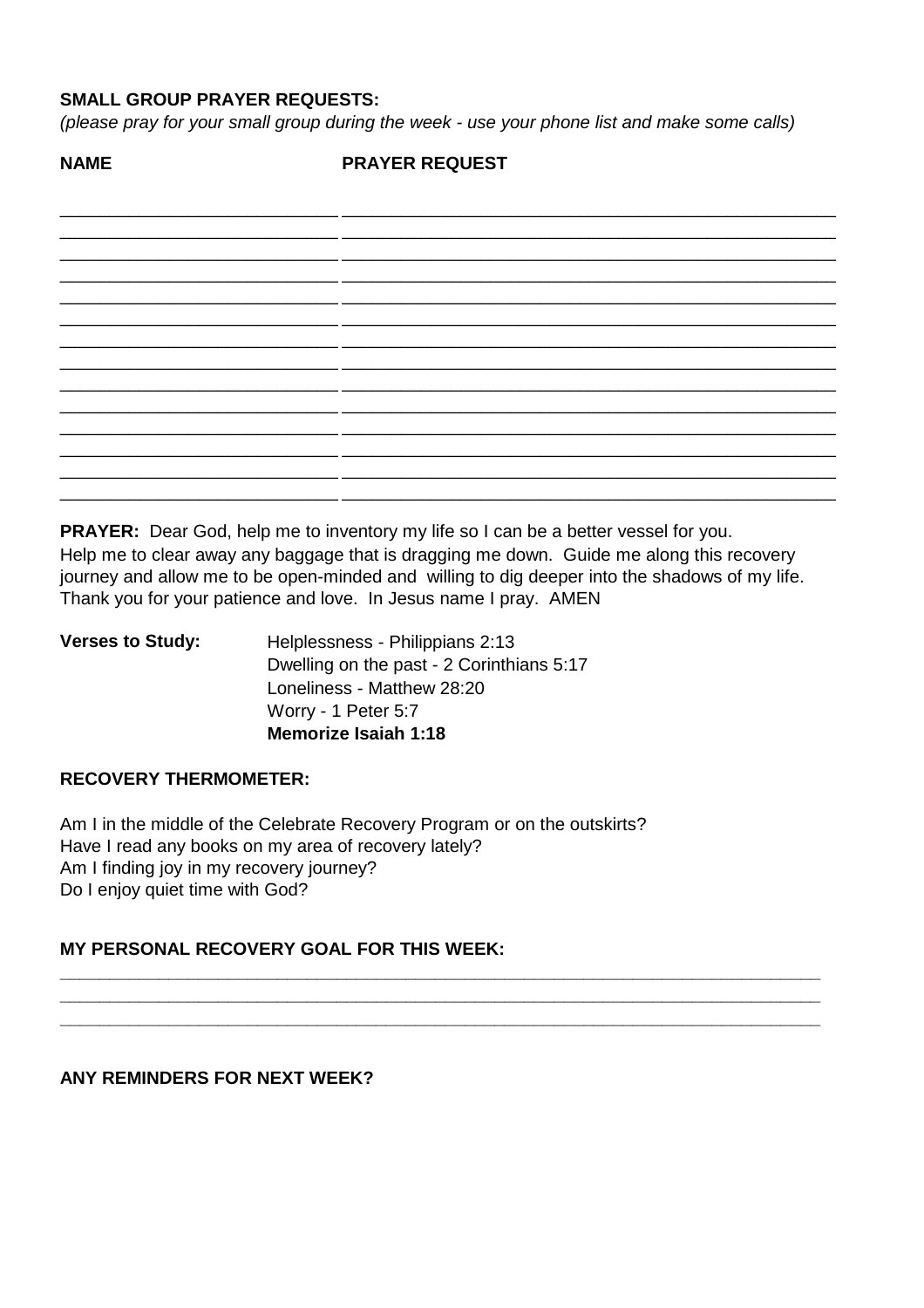**SMALL GROUP PRAYER REQUESTS:**
*(please pray for your small group during the week - use your phone list and make some calls)*

| NAME | PRAYER REQUEST |
|---|---|
| | |
| | |
| | |
| | |
| | |
| | |
| | |
| | |
| | |
| | |
| | |
| | |
| | |
| | |

**PRAYER:** Dear God, help me to inventory my life so I can be a better vessel for you. Help me to clear away any baggage that is dragging me down. Guide me along this recovery journey and allow me to be open-minded and willing to dig deeper into the shadows of my life. Thank you for your patience and love. In Jesus name I pray. AMEN

**Verses to Study:**
Helplessness - Philippians 2:13
Dwelling on the past - 2 Corinthians 5:17
Loneliness - Matthew 28:20
Worry - 1 Peter 5:7
**Memorize Isaiah 1:18**

**RECOVERY THERMOMETER:**

Am I in the middle of the Celebrate Recovery Program or on the outskirts?
Have I read any books on my area of recovery lately?
Am I finding joy in my recovery journey?
Do I enjoy quiet time with God?

**MY PERSONAL RECOVERY GOAL FOR THIS WEEK:**

\_\_\_\_\_\_\_\_\_\_\_\_\_\_\_\_\_\_\_\_\_\_\_\_\_\_\_\_\_\_\_\_\_\_\_\_\_\_\_\_\_\_\_\_\_\_\_\_\_\_\_\_\_\_\_\_\_\_\_\_\_\_\_\_\_\_\_\_\_\_\_\_\_\_

\_\_\_\_\_\_\_\_\_\_\_\_\_\_\_\_\_\_\_\_\_\_\_\_\_\_\_\_\_\_\_\_\_\_\_\_\_\_\_\_\_\_\_\_\_\_\_\_\_\_\_\_\_\_\_\_\_\_\_\_\_\_\_\_\_\_\_\_\_\_\_\_\_\_

\_\_\_\_\_\_\_\_\_\_\_\_\_\_\_\_\_\_\_\_\_\_\_\_\_\_\_\_\_\_\_\_\_\_\_\_\_\_\_\_\_\_\_\_\_\_\_\_\_\_\_\_\_\_\_\_\_\_\_\_\_\_\_\_\_\_\_\_\_\_\_\_\_\_

**ANY REMINDERS FOR NEXT WEEK?**